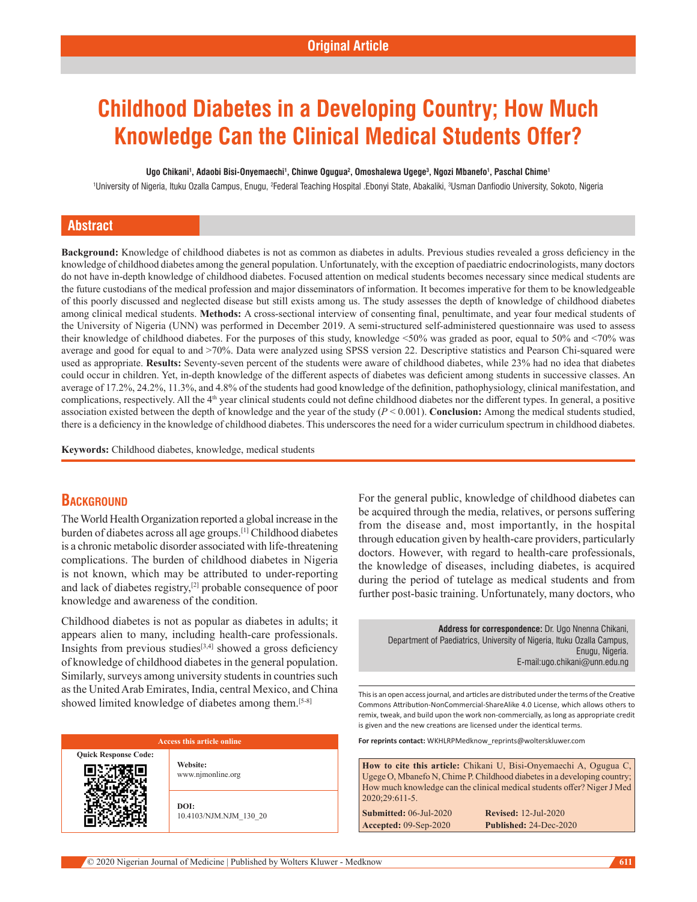Original Article

# Childhood Diabetes in a Developing Country; How Much Knowledge Can the Clinical Medical Students Offer?

**Ugo Chikani[1], Adaobi Bisi-Onyemaechi[1], Chinwe Ogugua[2], Omoshalewa Ugege[3], Ngozi Mbanefo[1], Paschal Chime[1]**

[1]University of Nigeria, Ituku Ozalla Campus, Enugu, [2]Federal Teaching Hospital .Ebonyi State, Abakaliki, [3]Usman Danfiodio University, Sokoto, Nigeria

## Abstract

**Background:** Knowledge of childhood diabetes is not as common as diabetes in adults. Previous studies revealed a gross deficiency in the knowledge of childhood diabetes among the general population. Unfortunately, with the exception of paediatric endocrinologists, many doctors do not have in-depth knowledge of childhood diabetes. Focused attention on medical students becomes necessary since medical students are the future custodians of the medical profession and major disseminators of information. It becomes imperative for them to be knowledgeable of this poorly discussed and neglected disease but still exists among us. The study assesses the depth of knowledge of childhood diabetes among clinical medical students. **Methods:** A cross-sectional interview of consenting final, penultimate, and year four medical students of the University of Nigeria (UNN) was performed in December 2019. A semi-structured self-administered questionnaire was used to assess their knowledge of childhood diabetes. For the purposes of this study, knowledge <50% was graded as poor, equal to 50% and <70% was average and good for equal to and >70%. Data were analyzed using SPSS version 22. Descriptive statistics and Pearson Chi-squared were used as appropriate. **Results:** Seventy-seven percent of the students were aware of childhood diabetes, while 23% had no idea that diabetes could occur in children. Yet, in-depth knowledge of the different aspects of diabetes was deficient among students in successive classes. An average of 17.2%, 24.2%, 11.3%, and 4.8% of the students had good knowledge of the definition, pathophysiology, clinical manifestation, and complications, respectively. All the 4th year clinical students could not define childhood diabetes nor the different types. In general, a positive association existed between the depth of knowledge and the year of the study ($P < 0.001$). **Conclusion:** Among the medical students studied, there is a deficiency in the knowledge of childhood diabetes. This underscores the need for a wider curriculum spectrum in childhood diabetes.

**Keywords:** Childhood diabetes, knowledge, medical students

## Background

The World Health Organization reported a global increase in the burden of diabetes across all age groups.[1] Childhood diabetes is a chronic metabolic disorder associated with life-threatening complications. The burden of childhood diabetes in Nigeria is not known, which may be attributed to under-reporting and lack of diabetes registry,[2] probable consequence of poor knowledge and awareness of the condition.

Childhood diabetes is not as popular as diabetes in adults; it appears alien to many, including health-care professionals. Insights from previous studies[3,4] showed a gross deficiency of knowledge of childhood diabetes in the general population. Similarly, surveys among university students in countries such as the United Arab Emirates, India, central Mexico, and China showed limited knowledge of diabetes among them.[5-8]

For the general public, knowledge of childhood diabetes can be acquired through the media, relatives, or persons suffering from the disease and, most importantly, in the hospital through education given by health-care providers, particularly doctors. However, with regard to health-care professionals, the knowledge of diseases, including diabetes, is acquired during the period of tutelage as medical students and from further post-basic training. Unfortunately, many doctors, who

**Address for correspondence:** Dr. Ugo Nnenna Chikani, Department of Paediatrics, University of Nigeria, Ituku Ozalla Campus, Enugu, Nigeria. E-mail:ugo.chikani@unn.edu.ng

| Access this article online | |
|---|---|
| Quick Response Code: | **Website:** www.njmonline.org |
| | **DOI:** 10.4103/NJM.NJM_130_20 |

This is an open access journal, and articles are distributed under the terms of the Creative Commons Attribution-NonCommercial-ShareAlike 4.0 License, which allows others to remix, tweak, and build upon the work non-commercially, as long as appropriate credit is given and the new creations are licensed under the identical terms.

**For reprints contact:** WKHLRPMedknow_reprints@wolterskluwer.com

**How to cite this article:** Chikani U, Bisi-Onyemaechi A, Ogugua C, Ugege O, Mbanefo N, Chime P. Childhood diabetes in a developing country; How much knowledge can the clinical medical students offer? Niger J Med 2020;29:611-5.

| | |
|---|---|
| **Submitted:** 06-Jul-2020 | **Revised:** 12-Jul-2020 |
| **Accepted:** 09-Sep-2020 | **Published:** 24-Dec-2020 |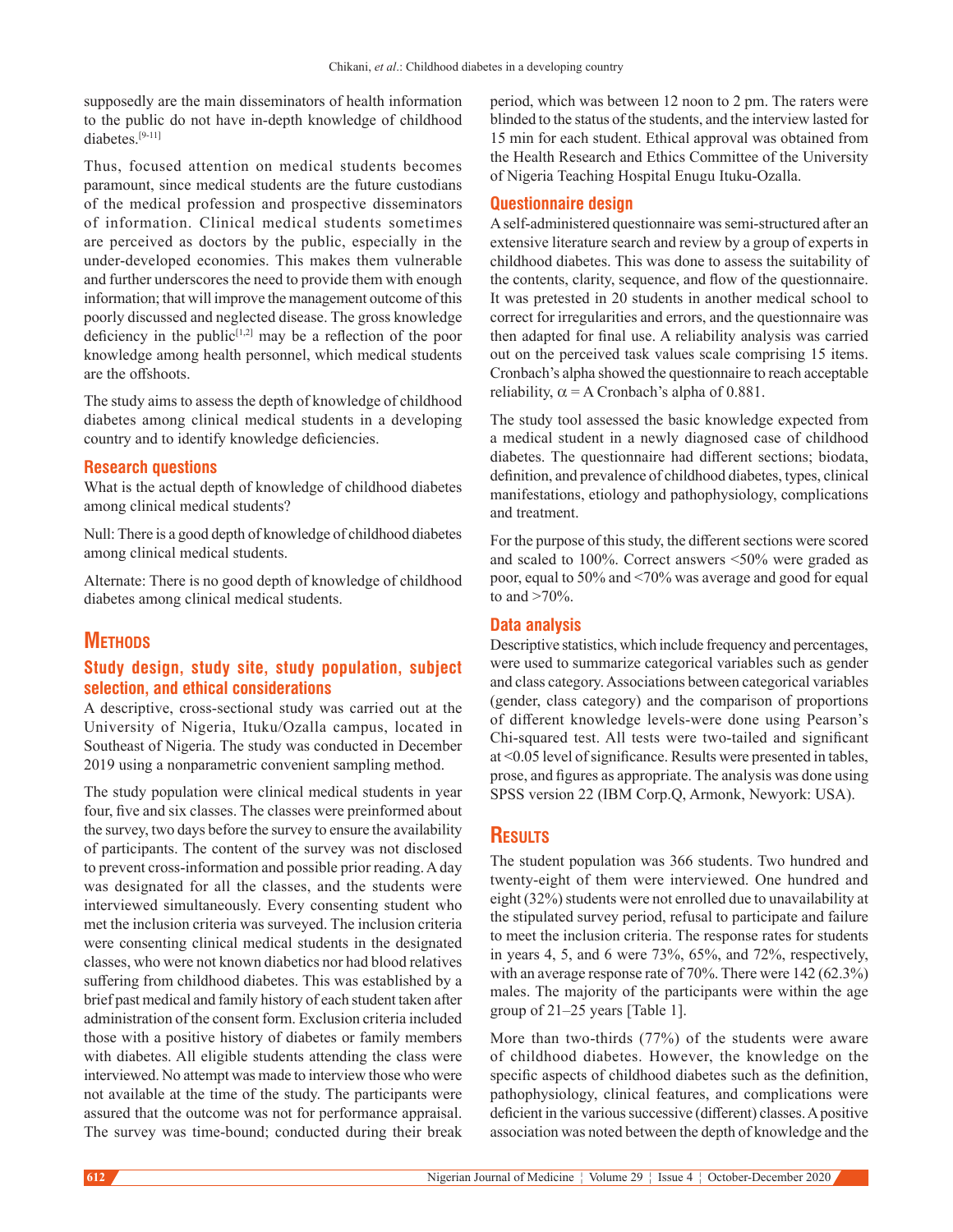supposedly are the main disseminators of health information to the public do not have in-depth knowledge of childhood diabetes.[9-11]

Thus, focused attention on medical students becomes paramount, since medical students are the future custodians of the medical profession and prospective disseminators of information. Clinical medical students sometimes are perceived as doctors by the public, especially in the under-developed economies. This makes them vulnerable and further underscores the need to provide them with enough information; that will improve the management outcome of this poorly discussed and neglected disease. The gross knowledge deficiency in the public[1,2] may be a reflection of the poor knowledge among health personnel, which medical students are the offshoots.

The study aims to assess the depth of knowledge of childhood diabetes among clinical medical students in a developing country and to identify knowledge deficiencies.

### Research questions

What is the actual depth of knowledge of childhood diabetes among clinical medical students?

Null: There is a good depth of knowledge of childhood diabetes among clinical medical students.

Alternate: There is no good depth of knowledge of childhood diabetes among clinical medical students.

## Methods

### Study design, study site, study population, subject selection, and ethical considerations

A descriptive, cross-sectional study was carried out at the University of Nigeria, Ituku/Ozalla campus, located in Southeast of Nigeria. The study was conducted in December 2019 using a nonparametric convenient sampling method.

The study population were clinical medical students in year four, five and six classes. The classes were preinformed about the survey, two days before the survey to ensure the availability of participants. The content of the survey was not disclosed to prevent cross-information and possible prior reading. A day was designated for all the classes, and the students were interviewed simultaneously. Every consenting student who met the inclusion criteria was surveyed. The inclusion criteria were consenting clinical medical students in the designated classes, who were not known diabetics nor had blood relatives suffering from childhood diabetes. This was established by a brief past medical and family history of each student taken after administration of the consent form. Exclusion criteria included those with a positive history of diabetes or family members with diabetes. All eligible students attending the class were interviewed. No attempt was made to interview those who were not available at the time of the study. The participants were assured that the outcome was not for performance appraisal. The survey was time-bound; conducted during their break period, which was between 12 noon to 2 pm. The raters were blinded to the status of the students, and the interview lasted for 15 min for each student. Ethical approval was obtained from the Health Research and Ethics Committee of the University of Nigeria Teaching Hospital Enugu Ituku-Ozalla.

### Questionnaire design

A self-administered questionnaire was semi-structured after an extensive literature search and review by a group of experts in childhood diabetes. This was done to assess the suitability of the contents, clarity, sequence, and flow of the questionnaire. It was pretested in 20 students in another medical school to correct for irregularities and errors, and the questionnaire was then adapted for final use. A reliability analysis was carried out on the perceived task values scale comprising 15 items. Cronbach's alpha showed the questionnaire to reach acceptable reliability, $\alpha$ = A Cronbach's alpha of 0.881.

The study tool assessed the basic knowledge expected from a medical student in a newly diagnosed case of childhood diabetes. The questionnaire had different sections; biodata, definition, and prevalence of childhood diabetes, types, clinical manifestations, etiology and pathophysiology, complications and treatment.

For the purpose of this study, the different sections were scored and scaled to 100%. Correct answers <50% were graded as poor, equal to 50% and <70% was average and good for equal to and >70%.

### Data analysis

Descriptive statistics, which include frequency and percentages, were used to summarize categorical variables such as gender and class category. Associations between categorical variables (gender, class category) and the comparison of proportions of different knowledge levels-were done using Pearson's Chi-squared test. All tests were two-tailed and significant at <0.05 level of significance. Results were presented in tables, prose, and figures as appropriate. The analysis was done using SPSS version 22 (IBM Corp.Q, Armonk, Newyork: USA).

## Results

The student population was 366 students. Two hundred and twenty-eight of them were interviewed. One hundred and eight (32%) students were not enrolled due to unavailability at the stipulated survey period, refusal to participate and failure to meet the inclusion criteria. The response rates for students in years 4, 5, and 6 were 73%, 65%, and 72%, respectively, with an average response rate of 70%. There were 142 (62.3%) males. The majority of the participants were within the age group of 21–25 years [Table 1].

More than two-thirds (77%) of the students were aware of childhood diabetes. However, the knowledge on the specific aspects of childhood diabetes such as the definition, pathophysiology, clinical features, and complications were deficient in the various successive (different) classes. A positive association was noted between the depth of knowledge and the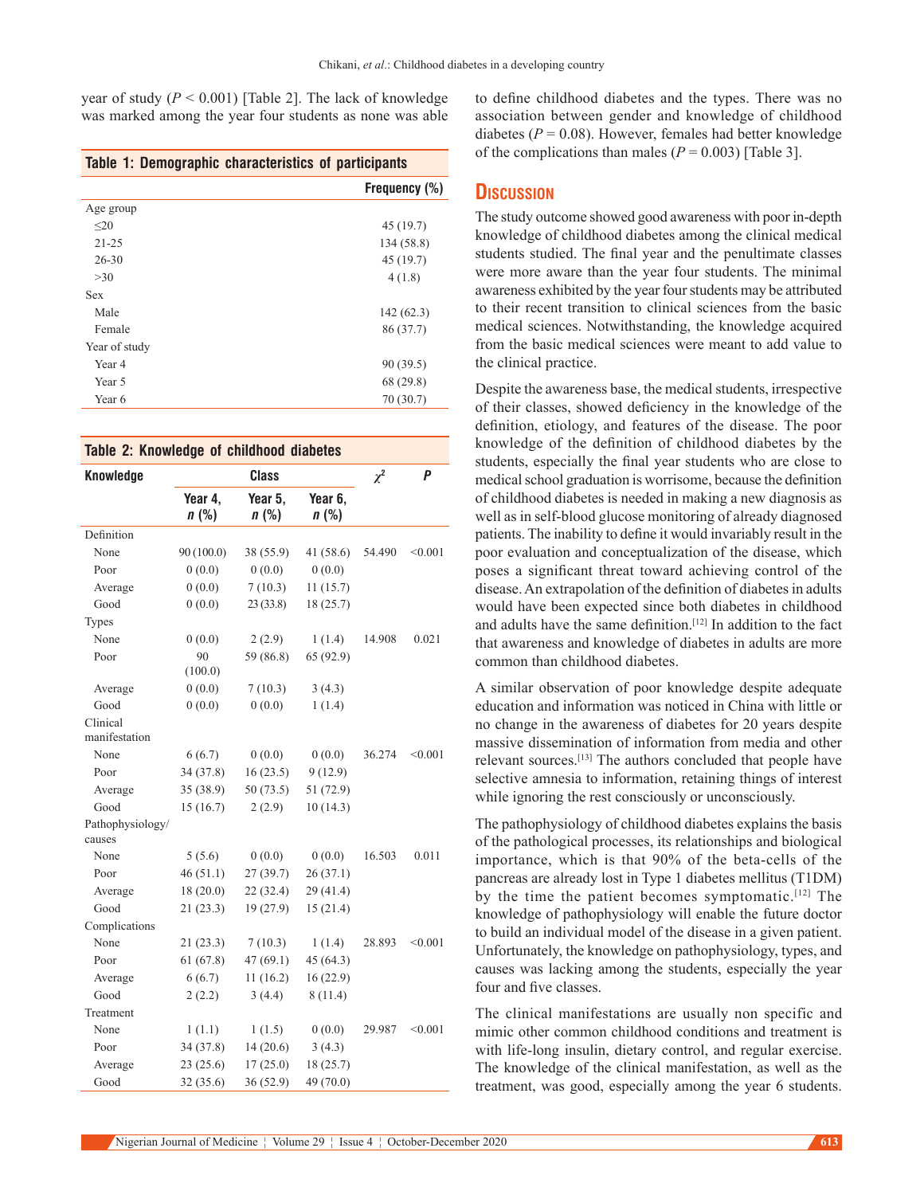year of study ($P < 0.001$) [Table 2]. The lack of knowledge was marked among the year four students as none was able to define childhood diabetes and the types. There was no association between gender and knowledge of childhood diabetes ($P = 0.08$). However, females had better knowledge of the complications than males ($P = 0.003$) [Table 3].

**Table 1: Demographic characteristics of participants**

| | Frequency (%) |
|---|---|
| Age group | |
| ≤20 | 45 (19.7) |
| 21-25 | 134 (58.8) |
| 26-30 | 45 (19.7) |
| >30 | 4 (1.8) |
| Sex | |
| Male | 142 (62.3) |
| Female | 86 (37.7) |
| Year of study | |
| Year 4 | 90 (39.5) |
| Year 5 | 68 (29.8) |
| Year 6 | 70 (30.7) |

**Table 2: Knowledge of childhood diabetes**

| Knowledge | Class | | | $\chi^2$ | P |
|---|---|---|---|---|---|
| | Year 4, n (%) | Year 5, n (%) | Year 6, n (%) | | |
| Definition | | | | | |
| None | 90 (100.0) | 38 (55.9) | 41 (58.6) | 54.490 | <0.001 |
| Poor | 0 (0.0) | 0 (0.0) | 0 (0.0) | | |
| Average | 0 (0.0) | 7 (10.3) | 11 (15.7) | | |
| Good | 0 (0.0) | 23 (33.8) | 18 (25.7) | | |
| Types | | | | | |
| None | 0 (0.0) | 2 (2.9) | 1 (1.4) | 14.908 | 0.021 |
| Poor | 90 (100.0) | 59 (86.8) | 65 (92.9) | | |
| Average | 0 (0.0) | 7 (10.3) | 3 (4.3) | | |
| Good | 0 (0.0) | 0 (0.0) | 1 (1.4) | | |
| Clinical manifestation | | | | | |
| None | 6 (6.7) | 0 (0.0) | 0 (0.0) | 36.274 | <0.001 |
| Poor | 34 (37.8) | 16 (23.5) | 9 (12.9) | | |
| Average | 35 (38.9) | 50 (73.5) | 51 (72.9) | | |
| Good | 15 (16.7) | 2 (2.9) | 10 (14.3) | | |
| Pathophysiology/causes | | | | | |
| None | 5 (5.6) | 0 (0.0) | 0 (0.0) | 16.503 | 0.011 |
| Poor | 46 (51.1) | 27 (39.7) | 26 (37.1) | | |
| Average | 18 (20.0) | 22 (32.4) | 29 (41.4) | | |
| Good | 21 (23.3) | 19 (27.9) | 15 (21.4) | | |
| Complications | | | | | |
| None | 21 (23.3) | 7 (10.3) | 1 (1.4) | 28.893 | <0.001 |
| Poor | 61 (67.8) | 47 (69.1) | 45 (64.3) | | |
| Average | 6 (6.7) | 11 (16.2) | 16 (22.9) | | |
| Good | 2 (2.2) | 3 (4.4) | 8 (11.4) | | |
| Treatment | | | | | |
| None | 1 (1.1) | 1 (1.5) | 0 (0.0) | 29.987 | <0.001 |
| Poor | 34 (37.8) | 14 (20.6) | 3 (4.3) | | |
| Average | 23 (25.6) | 17 (25.0) | 18 (25.7) | | |
| Good | 32 (35.6) | 36 (52.9) | 49 (70.0) | | |

## Discussion

The study outcome showed good awareness with poor in-depth knowledge of childhood diabetes among the clinical medical students studied. The final year and the penultimate classes were more aware than the year four students. The minimal awareness exhibited by the year four students may be attributed to their recent transition to clinical sciences from the basic medical sciences. Notwithstanding, the knowledge acquired from the basic medical sciences were meant to add value to the clinical practice.

Despite the awareness base, the medical students, irrespective of their classes, showed deficiency in the knowledge of the definition, etiology, and features of the disease. The poor knowledge of the definition of childhood diabetes by the students, especially the final year students who are close to medical school graduation is worrisome, because the definition of childhood diabetes is needed in making a new diagnosis as well as in self-blood glucose monitoring of already diagnosed patients. The inability to define it would invariably result in the poor evaluation and conceptualization of the disease, which poses a significant threat toward achieving control of the disease. An extrapolation of the definition of diabetes in adults would have been expected since both diabetes in childhood and adults have the same definition.[12] In addition to the fact that awareness and knowledge of diabetes in adults are more common than childhood diabetes.

A similar observation of poor knowledge despite adequate education and information was noticed in China with little or no change in the awareness of diabetes for 20 years despite massive dissemination of information from media and other relevant sources.[13] The authors concluded that people have selective amnesia to information, retaining things of interest while ignoring the rest consciously or unconsciously.

The pathophysiology of childhood diabetes explains the basis of the pathological processes, its relationships and biological importance, which is that 90% of the beta-cells of the pancreas are already lost in Type 1 diabetes mellitus (T1DM) by the time the patient becomes symptomatic.[12] The knowledge of pathophysiology will enable the future doctor to build an individual model of the disease in a given patient. Unfortunately, the knowledge on pathophysiology, types, and causes was lacking among the students, especially the year four and five classes.

The clinical manifestations are usually non specific and mimic other common childhood conditions and treatment is with life-long insulin, dietary control, and regular exercise. The knowledge of the clinical manifestation, as well as the treatment, was good, especially among the year 6 students.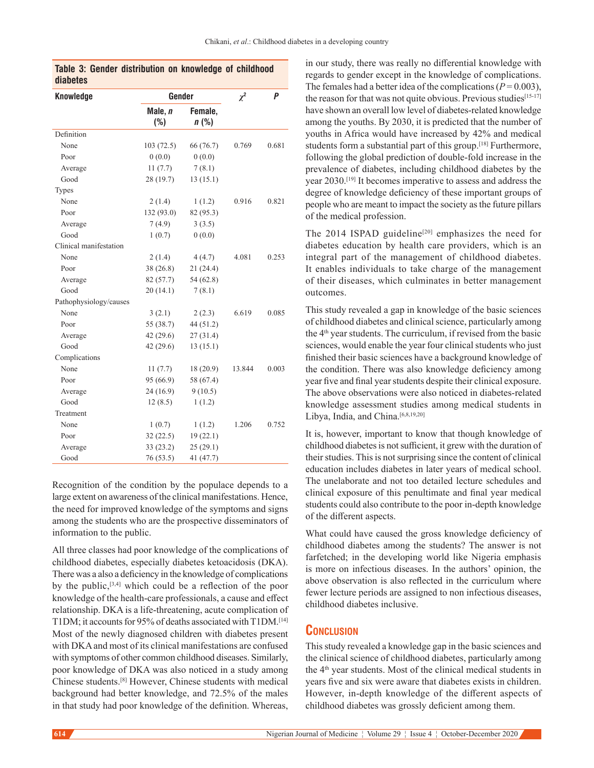**Table 3: Gender distribution on knowledge of childhood diabetes**

| Knowledge | Gender | | $\chi^2$ | *P* |
|---|---|---|---|---|
| | Male, *n* (%) | Female, *n* (%) | | |
| Definition | | | | |
| None | 103 (72.5) | 66 (76.7) | 0.769 | 0.681 |
| Poor | 0 (0.0) | 0 (0.0) | | |
| Average | 11 (7.7) | 7 (8.1) | | |
| Good | 28 (19.7) | 13 (15.1) | | |
| Types | | | | |
| None | 2 (1.4) | 1 (1.2) | 0.916 | 0.821 |
| Poor | 132 (93.0) | 82 (95.3) | | |
| Average | 7 (4.9) | 3 (3.5) | | |
| Good | 1 (0.7) | 0 (0.0) | | |
| Clinical manifestation | | | | |
| None | 2 (1.4) | 4 (4.7) | 4.081 | 0.253 |
| Poor | 38 (26.8) | 21 (24.4) | | |
| Average | 82 (57.7) | 54 (62.8) | | |
| Good | 20 (14.1) | 7 (8.1) | | |
| Pathophysiology/causes | | | | |
| None | 3 (2.1) | 2 (2.3) | 6.619 | 0.085 |
| Poor | 55 (38.7) | 44 (51.2) | | |
| Average | 42 (29.6) | 27 (31.4) | | |
| Good | 42 (29.6) | 13 (15.1) | | |
| Complications | | | | |
| None | 11 (7.7) | 18 (20.9) | 13.844 | 0.003 |
| Poor | 95 (66.9) | 58 (67.4) | | |
| Average | 24 (16.9) | 9 (10.5) | | |
| Good | 12 (8.5) | 1 (1.2) | | |
| Treatment | | | | |
| None | 1 (0.7) | 1 (1.2) | 1.206 | 0.752 |
| Poor | 32 (22.5) | 19 (22.1) | | |
| Average | 33 (23.2) | 25 (29.1) | | |
| Good | 76 (53.5) | 41 (47.7) | | |

Recognition of the condition by the populace depends to a large extent on awareness of the clinical manifestations. Hence, the need for improved knowledge of the symptoms and signs among the students who are the prospective disseminators of information to the public.

All three classes had poor knowledge of the complications of childhood diabetes, especially diabetes ketoacidosis (DKA). There was a also a deficiency in the knowledge of complications by the public,[3,4] which could be a reflection of the poor knowledge of the health-care professionals, a cause and effect relationship. DKA is a life-threatening, acute complication of T1DM; it accounts for 95% of deaths associated with T1DM.[14] Most of the newly diagnosed children with diabetes present with DKA and most of its clinical manifestations are confused with symptoms of other common childhood diseases. Similarly, poor knowledge of DKA was also noticed in a study among Chinese students.[8] However, Chinese students with medical background had better knowledge, and 72.5% of the males in that study had poor knowledge of the definition. Whereas, in our study, there was really no differential knowledge with regards to gender except in the knowledge of complications. The females had a better idea of the complications ($P = 0.003$), the reason for that was not quite obvious. Previous studies[15-17] have shown an overall low level of diabetes-related knowledge among the youths. By 2030, it is predicted that the number of youths in Africa would have increased by 42% and medical students form a substantial part of this group.[18] Furthermore, following the global prediction of double-fold increase in the prevalence of diabetes, including childhood diabetes by the year 2030.[19] It becomes imperative to assess and address the degree of knowledge deficiency of these important groups of people who are meant to impact the society as the future pillars of the medical profession.

The 2014 ISPAD guideline[20] emphasizes the need for diabetes education by health care providers, which is an integral part of the management of childhood diabetes. It enables individuals to take charge of the management of their diseases, which culminates in better management outcomes.

This study revealed a gap in knowledge of the basic sciences of childhood diabetes and clinical science, particularly among the 4th year students. The curriculum, if revised from the basic sciences, would enable the year four clinical students who just finished their basic sciences have a background knowledge of the condition. There was also knowledge deficiency among year five and final year students despite their clinical exposure. The above observations were also noticed in diabetes-related knowledge assessment studies among medical students in Libya, India, and China.[6,8,19,20]

It is, however, important to know that though knowledge of childhood diabetes is not sufficient, it grew with the duration of their studies. This is not surprising since the content of clinical education includes diabetes in later years of medical school. The unelaborate and not too detailed lecture schedules and clinical exposure of this penultimate and final year medical students could also contribute to the poor in-depth knowledge of the different aspects.

What could have caused the gross knowledge deficiency of childhood diabetes among the students? The answer is not farfetched; in the developing world like Nigeria emphasis is more on infectious diseases. In the authors' opinion, the above observation is also reflected in the curriculum where fewer lecture periods are assigned to non infectious diseases, childhood diabetes inclusive.

## Conclusion

This study revealed a knowledge gap in the basic sciences and the clinical science of childhood diabetes, particularly among the 4th year students. Most of the clinical medical students in years five and six were aware that diabetes exists in children. However, in-depth knowledge of the different aspects of childhood diabetes was grossly deficient among them.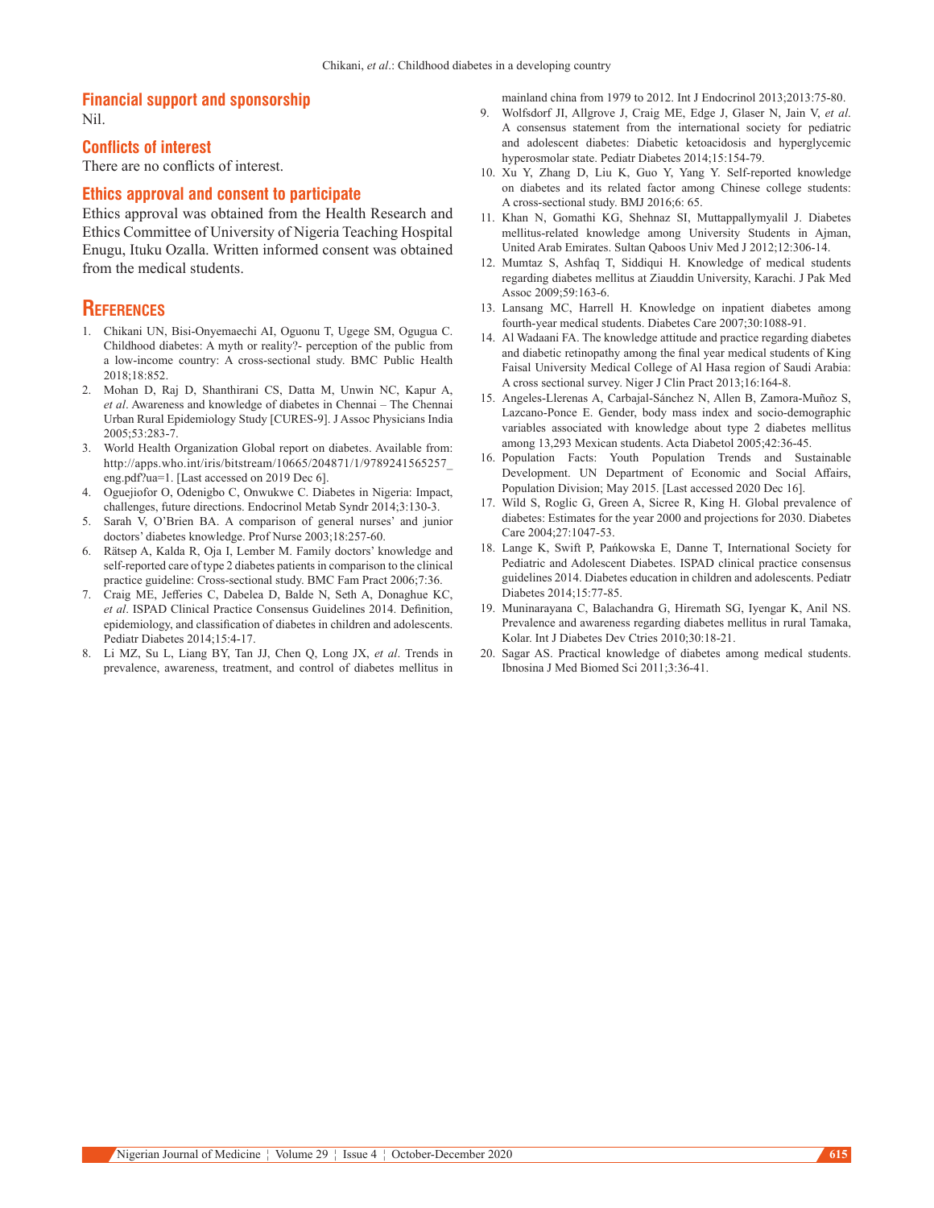## Financial support and sponsorship

Nil.

## Conflicts of interest

There are no conflicts of interest.

## Ethics approval and consent to participate

Ethics approval was obtained from the Health Research and Ethics Committee of University of Nigeria Teaching Hospital Enugu, Ituku Ozalla. Written informed consent was obtained from the medical students.

# References

1. Chikani UN, Bisi-Onyemaechi AI, Oguonu T, Ugege SM, Ogugua C. Childhood diabetes: A myth or reality?- perception of the public from a low-income country: A cross-sectional study. BMC Public Health 2018;18:852.
2. Mohan D, Raj D, Shanthirani CS, Datta M, Unwin NC, Kapur A, *et al*. Awareness and knowledge of diabetes in Chennai – The Chennai Urban Rural Epidemiology Study [CURES-9]. J Assoc Physicians India 2005;53:283-7.
3. World Health Organization Global report on diabetes. Available from: http://apps.who.int/iris/bitstream/10665/204871/1/9789241565257_eng.pdf?ua=1. [Last accessed on 2019 Dec 6].
4. Oguejiofor O, Odenigbo C, Onwukwe C. Diabetes in Nigeria: Impact, challenges, future directions. Endocrinol Metab Syndr 2014;3:130-3.
5. Sarah V, O'Brien BA. A comparison of general nurses' and junior doctors' diabetes knowledge. Prof Nurse 2003;18:257-60.
6. Rätsep A, Kalda R, Oja I, Lember M. Family doctors' knowledge and self-reported care of type 2 diabetes patients in comparison to the clinical practice guideline: Cross-sectional study. BMC Fam Pract 2006;7:36.
7. Craig ME, Jefferies C, Dabelea D, Balde N, Seth A, Donaghue KC, *et al*. ISPAD Clinical Practice Consensus Guidelines 2014. Definition, epidemiology, and classification of diabetes in children and adolescents. Pediatr Diabetes 2014;15:4-17.
8. Li MZ, Su L, Liang BY, Tan JJ, Chen Q, Long JX, *et al*. Trends in prevalence, awareness, treatment, and control of diabetes mellitus in mainland china from 1979 to 2012. Int J Endocrinol 2013;2013:75-80.
9. Wolfsdorf JI, Allgrove J, Craig ME, Edge J, Glaser N, Jain V, *et al*. A consensus statement from the international society for pediatric and adolescent diabetes: Diabetic ketoacidosis and hyperglycemic hyperosmolar state. Pediatr Diabetes 2014;15:154-79.
10. Xu Y, Zhang D, Liu K, Guo Y, Yang Y. Self-reported knowledge on diabetes and its related factor among Chinese college students: A cross-sectional study. BMJ 2016;6: 65.
11. Khan N, Gomathi KG, Shehnaz SI, Muttappallymyalil J. Diabetes mellitus-related knowledge among University Students in Ajman, United Arab Emirates. Sultan Qaboos Univ Med J 2012;12:306-14.
12. Mumtaz S, Ashfaq T, Siddiqui H. Knowledge of medical students regarding diabetes mellitus at Ziauddin University, Karachi. J Pak Med Assoc 2009;59:163-6.
13. Lansang MC, Harrell H. Knowledge on inpatient diabetes among fourth-year medical students. Diabetes Care 2007;30:1088-91.
14. Al Wadaani FA. The knowledge attitude and practice regarding diabetes and diabetic retinopathy among the final year medical students of King Faisal University Medical College of Al Hasa region of Saudi Arabia: A cross sectional survey. Niger J Clin Pract 2013;16:164-8.
15. Angeles-Llerenas A, Carbajal-Sánchez N, Allen B, Zamora-Muñoz S, Lazcano-Ponce E. Gender, body mass index and socio-demographic variables associated with knowledge about type 2 diabetes mellitus among 13,293 Mexican students. Acta Diabetol 2005;42:36-45.
16. Population Facts: Youth Population Trends and Sustainable Development. UN Department of Economic and Social Affairs, Population Division; May 2015. [Last accessed 2020 Dec 16].
17. Wild S, Roglic G, Green A, Sicree R, King H. Global prevalence of diabetes: Estimates for the year 2000 and projections for 2030. Diabetes Care 2004;27:1047-53.
18. Lange K, Swift P, Pańkowska E, Danne T, International Society for Pediatric and Adolescent Diabetes. ISPAD clinical practice consensus guidelines 2014. Diabetes education in children and adolescents. Pediatr Diabetes 2014;15:77-85.
19. Muninarayana C, Balachandra G, Hiremath SG, Iyengar K, Anil NS. Prevalence and awareness regarding diabetes mellitus in rural Tamaka, Kolar. Int J Diabetes Dev Ctries 2010;30:18-21.
20. Sagar AS. Practical knowledge of diabetes among medical students. Ibnosina J Med Biomed Sci 2011;3:36-41.